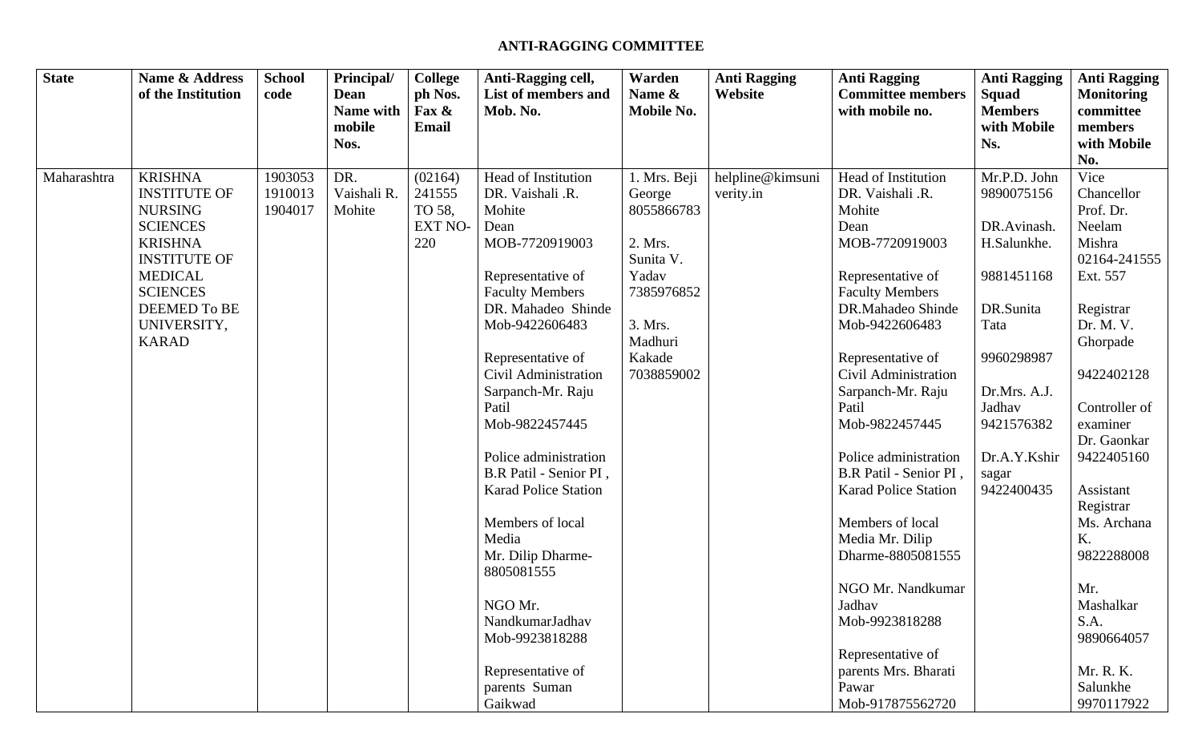# ANTI-RAGGING COMMITTEE

| State | Name & Address of the Institution | School code | Principal/ Dean Name with mobile Nos. | College ph Nos. Fax & Email | Anti-Ragging cell, List of members and Mob. No. | Warden Name & Mobile No. | Anti Ragging Website | Anti Ragging Committee members with mobile no. | Anti Ragging Squad Members with Mobile Ns. | Anti Ragging Monitoring committee members with Mobile No. |
|---|---|---|---|---|---|---|---|---|---|---|
| Maharashtra | KRISHNA INSTITUTE OF NURSING SCIENCES KRISHNA INSTITUTE OF MEDICAL SCIENCES DEEMED To BE UNIVERSITY, KARAD | 1903053 1910013 1904017 | DR. Vaishali R. Mohite | (02164) 241555 TO 58, EXT NO-220 | Head of Institution DR. Vaishali .R. Mohite Dean MOB-7720919003<br><br>Representative of Faculty Members DR. Mahadeo Shinde Mob-9422606483<br><br>Representative of Civil Administration Sarpanch-Mr. Raju Patil Mob-9822457445<br><br>Police administration B.R Patil - Senior PI , Karad Police Station<br><br>Members of local Media Mr. Dilip Dharme-8805081555<br><br>NGO Mr. NandkumarJadhav Mob-9923818288<br><br>Representative of parents Suman Gaikwad | 1. Mrs. Beji George 8055866783<br><br>2. Mrs. Sunita V. Yadav 7385976852<br><br>3. Mrs. Madhuri Kakade 7038859002 | helpline@kimsuniverity.in | Head of Institution DR. Vaishali .R. Mohite Dean MOB-7720919003<br><br>Representative of Faculty Members DR.Mahadeo Shinde Mob-9422606483<br><br>Representative of Civil Administration Sarpanch-Mr. Raju Patil Mob-9822457445<br><br>Police administration B.R Patil - Senior PI , Karad Police Station<br><br>Members of local Media Mr. Dilip Dharme-8805081555<br><br>NGO Mr. Nandkumar Jadhav Mob-9923818288<br><br>Representative of parents Mrs. Bharati Pawar Mob-917875562720 | Mr.P.D. John 9890075156<br><br>DR.Avinash. H.Salunkhe.<br><br>9881451168<br><br>DR.Sunita Tata<br><br>9960298987<br><br>Dr.Mrs. A.J. Jadhav 9421576382<br><br>Dr.A.Y.Kshirsagar 9422400435 | Vice Chancellor Prof. Dr. Neelam Mishra 02164-241555 Ext. 557<br><br>Registrar Dr. M. V. Ghorpade<br><br>9422402128<br><br>Controller of examiner Dr. Gaonkar 9422405160<br><br>Assistant Registrar Ms. Archana K. 9822288008<br><br>Mr. Mashalkar S.A. 9890664057<br><br>Mr. R. K. Salunkhe 9970117922 |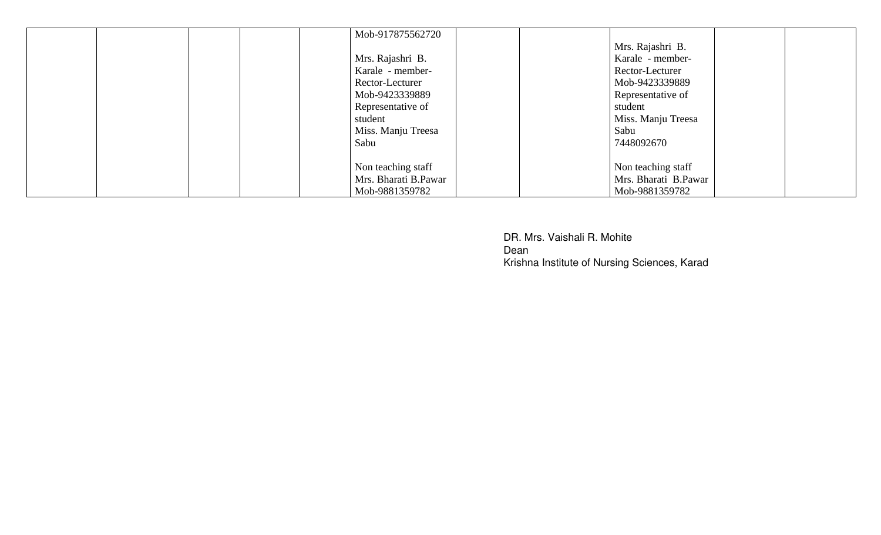| | | | | | | | | | | |
|---|---|---|---|---|---|---|---|---|---|---|
| | | | | | Mob-917875562720<br><br>Mrs. Rajashri B. Karale - member-Rector-Lecturer Mob-9423339889 Representative of student Miss. Manju Treesa Sabu<br><br>Non teaching staff Mrs. Bharati B.Pawar Mob-9881359782 | | | Mrs. Rajashri B. Karale - member-Rector-Lecturer Mob-9423339889 Representative of student Miss. Manju Treesa Sabu 7448092670<br><br>Non teaching staff Mrs. Bharati B.Pawar Mob-9881359782 | | |

DR. Mrs. Vaishali R. Mohite
Dean
Krishna Institute of Nursing Sciences, Karad